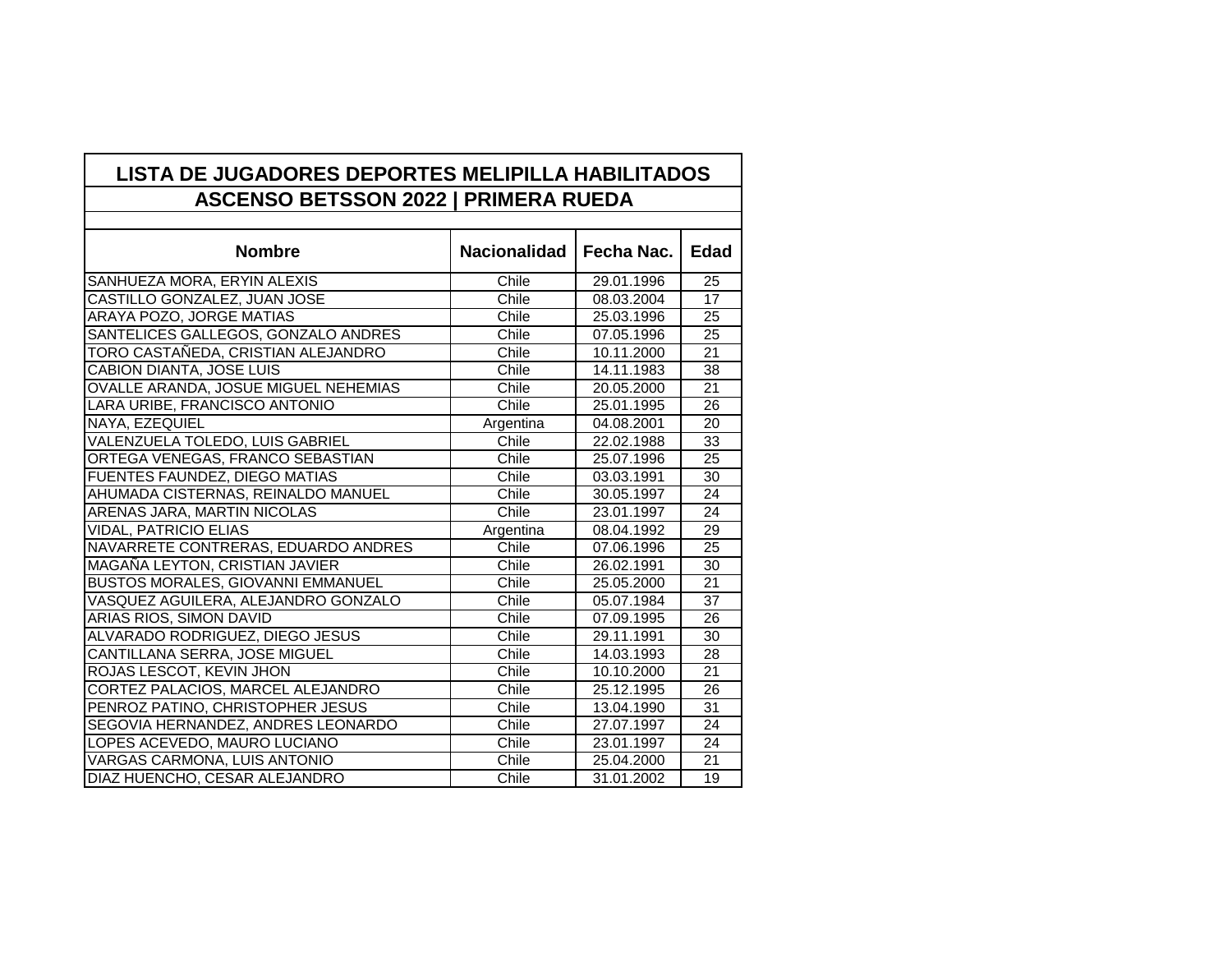| LISTA DE JUGADORES DEPORTES MELIPILLA HABILITADOS | | | |
|---|---|---|---|
| ASCENSO BETSSON 2022 \| PRIMERA RUEDA | | | |
| **Nombre** | **Nacionalidad** | **Fecha Nac.** | **Edad** |
| SANHUEZA MORA, ERYIN ALEXIS | Chile | 29.01.1996 | 25 |
| CASTILLO GONZALEZ, JUAN JOSE | Chile | 08.03.2004 | 17 |
| ARAYA POZO, JORGE MATIAS | Chile | 25.03.1996 | 25 |
| SANTELICES GALLEGOS, GONZALO ANDRES | Chile | 07.05.1996 | 25 |
| TORO CASTAÑEDA, CRISTIAN ALEJANDRO | Chile | 10.11.2000 | 21 |
| CABION DIANTA, JOSE LUIS | Chile | 14.11.1983 | 38 |
| OVALLE ARANDA, JOSUE MIGUEL NEHEMIAS | Chile | 20.05.2000 | 21 |
| LARA URIBE, FRANCISCO ANTONIO | Chile | 25.01.1995 | 26 |
| NAYA, EZEQUIEL | Argentina | 04.08.2001 | 20 |
| VALENZUELA TOLEDO, LUIS GABRIEL | Chile | 22.02.1988 | 33 |
| ORTEGA VENEGAS, FRANCO SEBASTIAN | Chile | 25.07.1996 | 25 |
| FUENTES FAUNDEZ, DIEGO MATIAS | Chile | 03.03.1991 | 30 |
| AHUMADA CISTERNAS, REINALDO MANUEL | Chile | 30.05.1997 | 24 |
| ARENAS JARA, MARTIN NICOLAS | Chile | 23.01.1997 | 24 |
| VIDAL, PATRICIO ELIAS | Argentina | 08.04.1992 | 29 |
| NAVARRETE CONTRERAS, EDUARDO ANDRES | Chile | 07.06.1996 | 25 |
| MAGAÑA LEYTON, CRISTIAN JAVIER | Chile | 26.02.1991 | 30 |
| BUSTOS MORALES, GIOVANNI EMMANUEL | Chile | 25.05.2000 | 21 |
| VASQUEZ AGUILERA, ALEJANDRO GONZALO | Chile | 05.07.1984 | 37 |
| ARIAS RIOS, SIMON DAVID | Chile | 07.09.1995 | 26 |
| ALVARADO RODRIGUEZ, DIEGO JESUS | Chile | 29.11.1991 | 30 |
| CANTILLANA SERRA, JOSE MIGUEL | Chile | 14.03.1993 | 28 |
| ROJAS LESCOT, KEVIN JHON | Chile | 10.10.2000 | 21 |
| CORTEZ PALACIOS, MARCEL ALEJANDRO | Chile | 25.12.1995 | 26 |
| PENROZ PATINO, CHRISTOPHER JESUS | Chile | 13.04.1990 | 31 |
| SEGOVIA HERNANDEZ, ANDRES LEONARDO | Chile | 27.07.1997 | 24 |
| LOPES ACEVEDO, MAURO LUCIANO | Chile | 23.01.1997 | 24 |
| VARGAS CARMONA, LUIS ANTONIO | Chile | 25.04.2000 | 21 |
| DIAZ HUENCHO, CESAR ALEJANDRO | Chile | 31.01.2002 | 19 |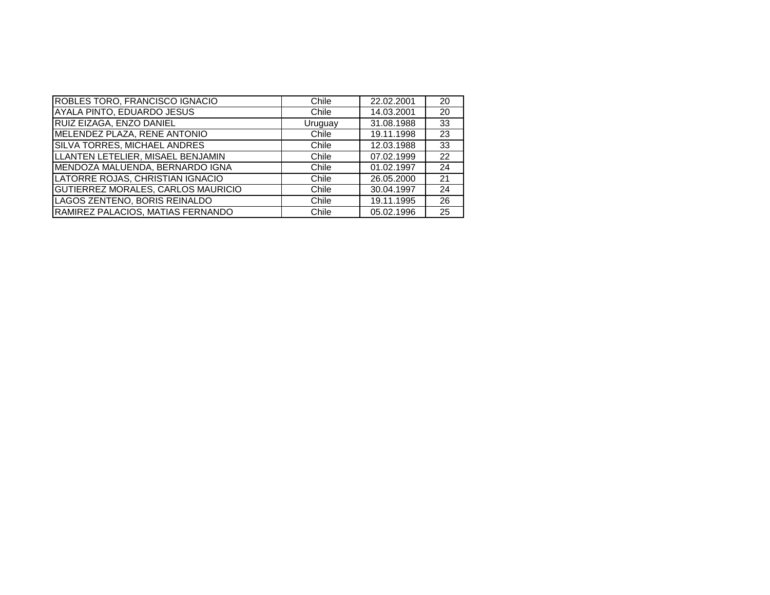| | | | |
|---|---|---|---|
| ROBLES TORO, FRANCISCO IGNACIO | Chile | 22.02.2001 | 20 |
| AYALA PINTO, EDUARDO JESUS | Chile | 14.03.2001 | 20 |
| RUIZ EIZAGA, ENZO DANIEL | Uruguay | 31.08.1988 | 33 |
| MELENDEZ PLAZA, RENE ANTONIO | Chile | 19.11.1998 | 23 |
| SILVA TORRES, MICHAEL ANDRES | Chile | 12.03.1988 | 33 |
| LLANTEN LETELIER, MISAEL BENJAMIN | Chile | 07.02.1999 | 22 |
| MENDOZA MALUENDA, BERNARDO IGNA | Chile | 01.02.1997 | 24 |
| LATORRE ROJAS, CHRISTIAN IGNACIO | Chile | 26.05.2000 | 21 |
| GUTIERREZ MORALES, CARLOS MAURICIO | Chile | 30.04.1997 | 24 |
| LAGOS ZENTENO, BORIS REINALDO | Chile | 19.11.1995 | 26 |
| RAMIREZ PALACIOS, MATIAS FERNANDO | Chile | 05.02.1996 | 25 |